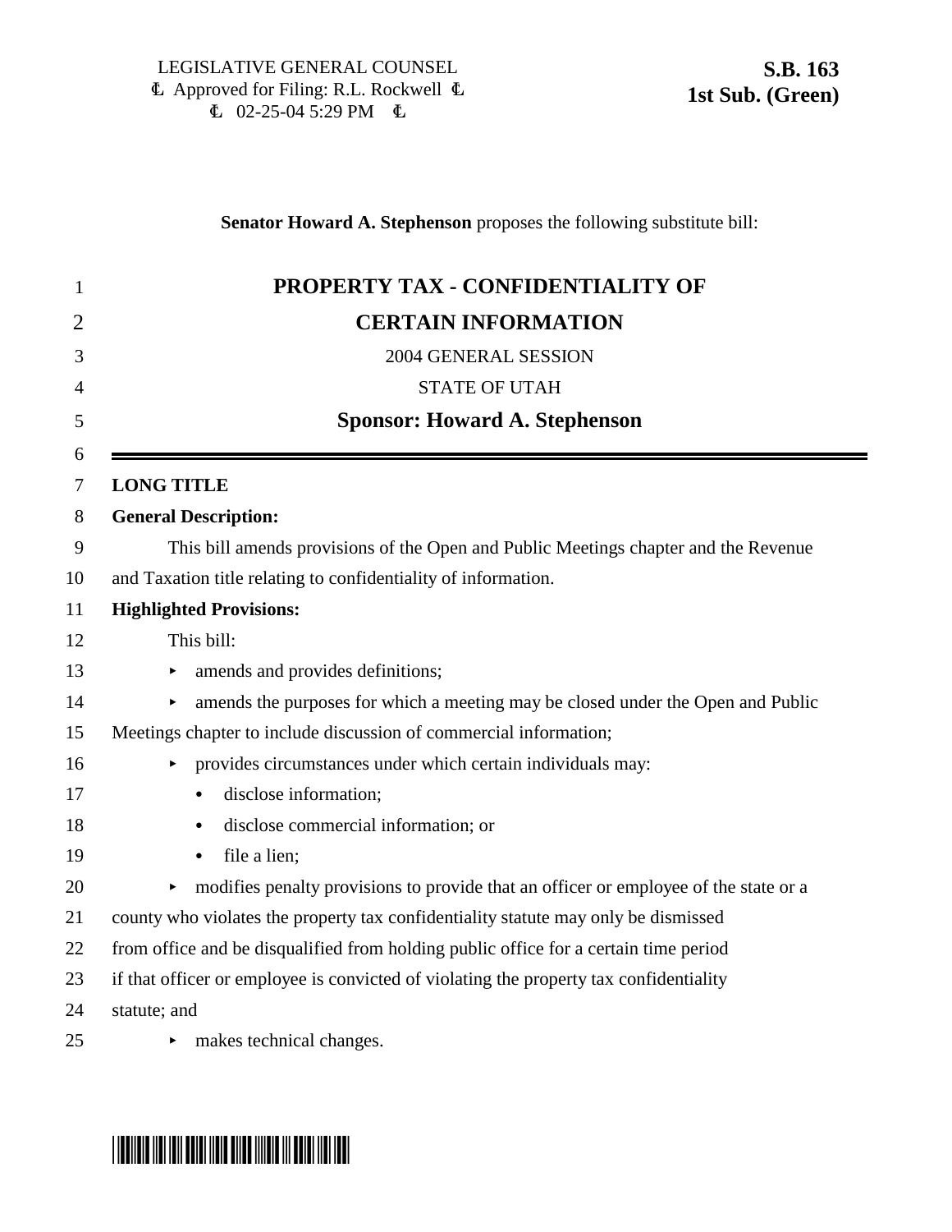LEGISLATIVE GENERAL COUNSEL
Approved for Filing: R.L. Rockwell
02-25-04 5:29 PM

**S.B. 163**
**1st Sub. (Green)**

**Senator Howard A. Stephenson** proposes the following substitute bill:

# PROPERTY TAX - CONFIDENTIALITY OF CERTAIN INFORMATION

2004 GENERAL SESSION

STATE OF UTAH

**Sponsor: Howard A. Stephenson**

---

**LONG TITLE**

**General Description:**

This bill amends provisions of the Open and Public Meetings chapter and the Revenue and Taxation title relating to confidentiality of information.

**Highlighted Provisions:**

This bill:

- amends and provides definitions;
- amends the purposes for which a meeting may be closed under the Open and Public Meetings chapter to include discussion of commercial information;
- provides circumstances under which certain individuals may:
  - disclose information;
  - disclose commercial information; or
  - file a lien;
- modifies penalty provisions to provide that an officer or employee of the state or a county who violates the property tax confidentiality statute may only be dismissed from office and be disqualified from holding public office for a certain time period if that officer or employee is convicted of violating the property tax confidentiality statute; and
- makes technical changes.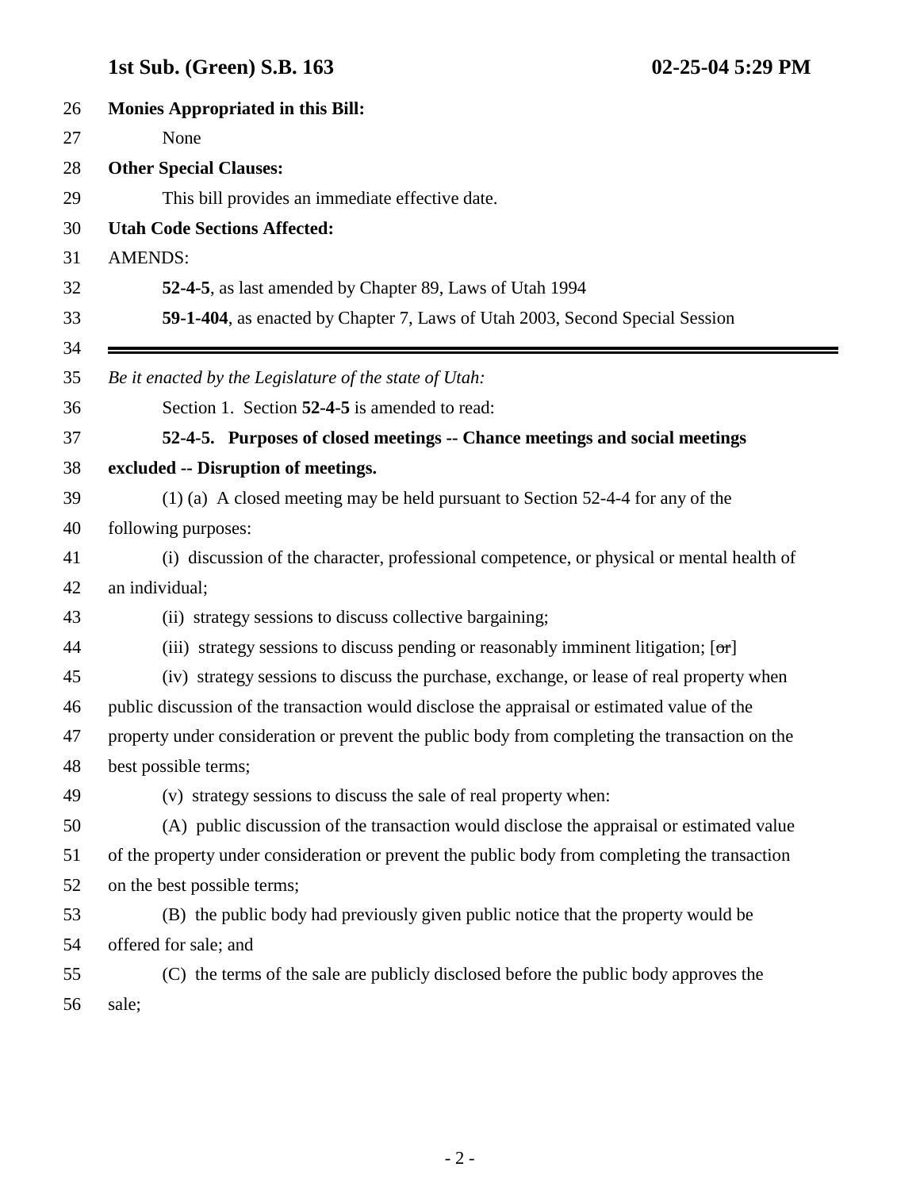**Monies Appropriated in this Bill:**

None

**Other Special Clauses:**

This bill provides an immediate effective date.

**Utah Code Sections Affected:**

AMENDS:

**52-4-5**, as last amended by Chapter 89, Laws of Utah 1994

**59-1-404**, as enacted by Chapter 7, Laws of Utah 2003, Second Special Session

---

*Be it enacted by the Legislature of the state of Utah:*

Section 1. Section **52-4-5** is amended to read:

**52-4-5. Purposes of closed meetings -- Chance meetings and social meetings excluded -- Disruption of meetings.**

(1) (a) A closed meeting may be held pursuant to Section 52-4-4 for any of the following purposes:

(i) discussion of the character, professional competence, or physical or mental health of an individual;

(ii) strategy sessions to discuss collective bargaining;

(iii) strategy sessions to discuss pending or reasonably imminent litigation; [~~or~~]

(iv) strategy sessions to discuss the purchase, exchange, or lease of real property when public discussion of the transaction would disclose the appraisal or estimated value of the property under consideration or prevent the public body from completing the transaction on the best possible terms;

(v) strategy sessions to discuss the sale of real property when:

(A) public discussion of the transaction would disclose the appraisal or estimated value of the property under consideration or prevent the public body from completing the transaction on the best possible terms;

(B) the public body had previously given public notice that the property would be offered for sale; and

(C) the terms of the sale are publicly disclosed before the public body approves the sale;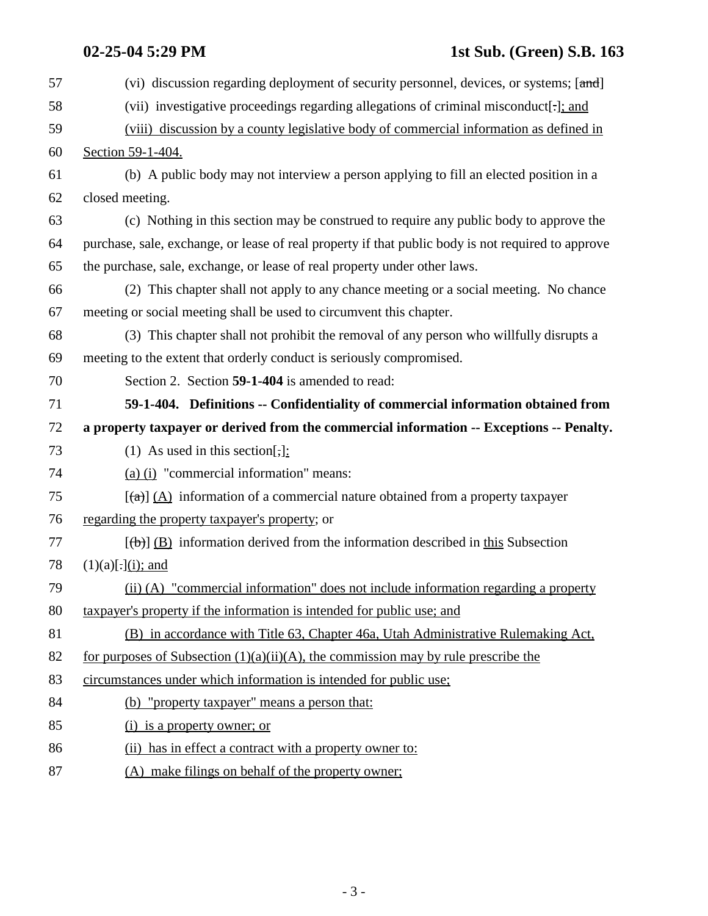57 (vi) discussion regarding deployment of security personnel, devices, or systems; [~~and~~]

58 (vii) investigative proceedings regarding allegations of criminal misconduct[.]<u>; and</u>

59 <u>(viii) discussion by a county legislative body of commercial information as defined in</u>

60 <u>Section 59-1-404.</u>

61 (b) A public body may not interview a person applying to fill an elected position in a

62 closed meeting.

63 (c) Nothing in this section may be construed to require any public body to approve the

64 purchase, sale, exchange, or lease of real property if that public body is not required to approve

65 the purchase, sale, exchange, or lease of real property under other laws.

66 (2) This chapter shall not apply to any chance meeting or a social meeting. No chance

67 meeting or social meeting shall be used to circumvent this chapter.

68 (3) This chapter shall not prohibit the removal of any person who willfully disrupts a

69 meeting to the extent that orderly conduct is seriously compromised.

70 Section 2. Section **59-1-404** is amended to read:

71 **59-1-404. Definitions -- Confidentiality of commercial information obtained from**

72 **a property taxpayer or derived from the commercial information -- Exceptions -- Penalty.**

73 (1) As used in this section[,]<u>:</u>

74 <u>(a) (i)</u> "commercial information" means:

75 [~~(a)~~] <u>(A)</u> information of a commercial nature obtained from a property taxpayer

76 <u>regarding the property taxpayer's property</u>; or

77 [~~(b)~~] <u>(B)</u> information derived from the information described in <u>this</u> Subsection

78 (1)(a)[.]<u>(i); and</u>

79 <u>(ii) (A) "commercial information" does not include information regarding a property</u>

80 <u>taxpayer's property if the information is intended for public use; and</u>

81 <u>(B) in accordance with Title 63, Chapter 46a, Utah Administrative Rulemaking Act,</u>

82 <u>for purposes of Subsection (1)(a)(ii)(A), the commission may by rule prescribe the</u>

83 <u>circumstances under which information is intended for public use;</u>

84 <u>(b) "property taxpayer" means a person that:</u>

85 <u>(i) is a property owner; or</u>

86 <u>(ii) has in effect a contract with a property owner to:</u>

87 <u>(A) make filings on behalf of the property owner;</u>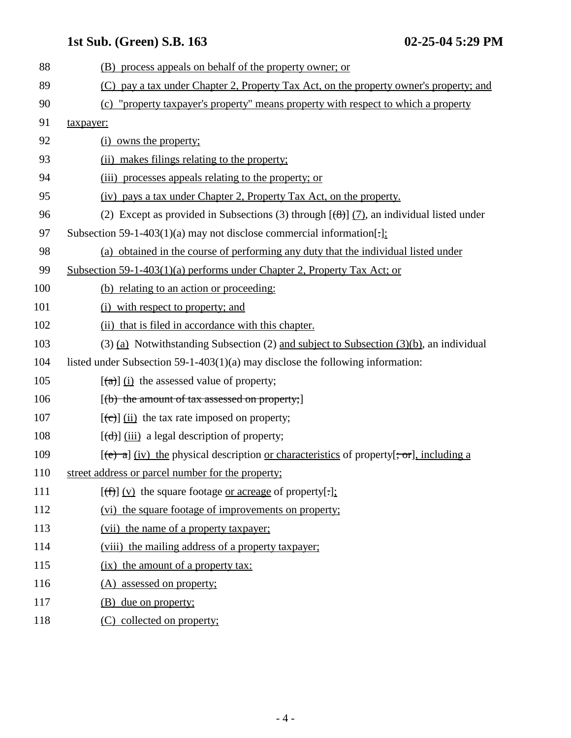88 (B) process appeals on behalf of the property owner; or

89 (C) pay a tax under Chapter 2, Property Tax Act, on the property owner's property; and

90 (c) "property taxpayer's property" means property with respect to which a property

91 taxpayer:

92 (i) owns the property;

93 (ii) makes filings relating to the property;

94 (iii) processes appeals relating to the property; or

95 (iv) pays a tax under Chapter 2, Property Tax Act, on the property.

96 (2) Except as provided in Subsections (3) through [(8)] (7), an individual listed under

97 Subsection 59-1-403(1)(a) may not disclose commercial information[.]:

98 (a) obtained in the course of performing any duty that the individual listed under

99 Subsection 59-1-403(1)(a) performs under Chapter 2, Property Tax Act; or

100 (b) relating to an action or proceeding:

101 (i) with respect to property; and

102 (ii) that is filed in accordance with this chapter.

103 (3) (a) Notwithstanding Subsection (2) and subject to Subsection (3)(b), an individual

104 listed under Subsection 59-1-403(1)(a) may disclose the following information:

105 [(a)] (i) the assessed value of property;

106 [(b) the amount of tax assessed on property;]

107 [(c)] (ii) the tax rate imposed on property;

108 [(d)] (iii) a legal description of property;

109 [(e) a] (iv) the physical description or characteristics of property[; or], including a

110 street address or parcel number for the property;

111 [(f)] (v) the square footage or acreage of property[.];

112 (vi) the square footage of improvements on property;

113 (vii) the name of a property taxpayer;

114 (viii) the mailing address of a property taxpayer;

115 (ix) the amount of a property tax:

116 (A) assessed on property;

117 (B) due on property;

118 (C) collected on property;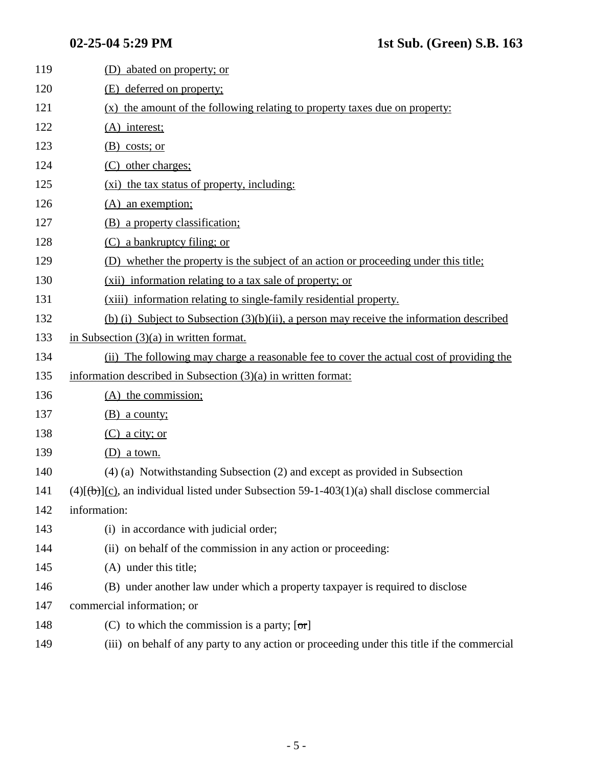119 (D) abated on property; or

120 (E) deferred on property;

121 (x) the amount of the following relating to property taxes due on property:

122 (A) interest;

123 (B) costs; or

124 (C) other charges;

125 (xi) the tax status of property, including:

126 (A) an exemption;

127 (B) a property classification;

128 (C) a bankruptcy filing; or

129 (D) whether the property is the subject of an action or proceeding under this title;

130 (xii) information relating to a tax sale of property; or

131 (xiii) information relating to single-family residential property.

132 (b) (i) Subject to Subsection (3)(b)(ii), a person may receive the information described

133 in Subsection (3)(a) in written format.

134 (ii) The following may charge a reasonable fee to cover the actual cost of providing the

135 information described in Subsection (3)(a) in written format:

136 (A) the commission;

137 (B) a county;

138 (C) a city; or

139 (D) a town.

140 (4) (a) Notwithstanding Subsection (2) and except as provided in Subsection

141 (4)[~~(b)~~](c), an individual listed under Subsection 59-1-403(1)(a) shall disclose commercial

142 information:

143 (i) in accordance with judicial order;

144 (ii) on behalf of the commission in any action or proceeding:

145 (A) under this title;

146 (B) under another law under which a property taxpayer is required to disclose

147 commercial information; or

148 (C) to which the commission is a party; [~~or~~]

149 (iii) on behalf of any party to any action or proceeding under this title if the commercial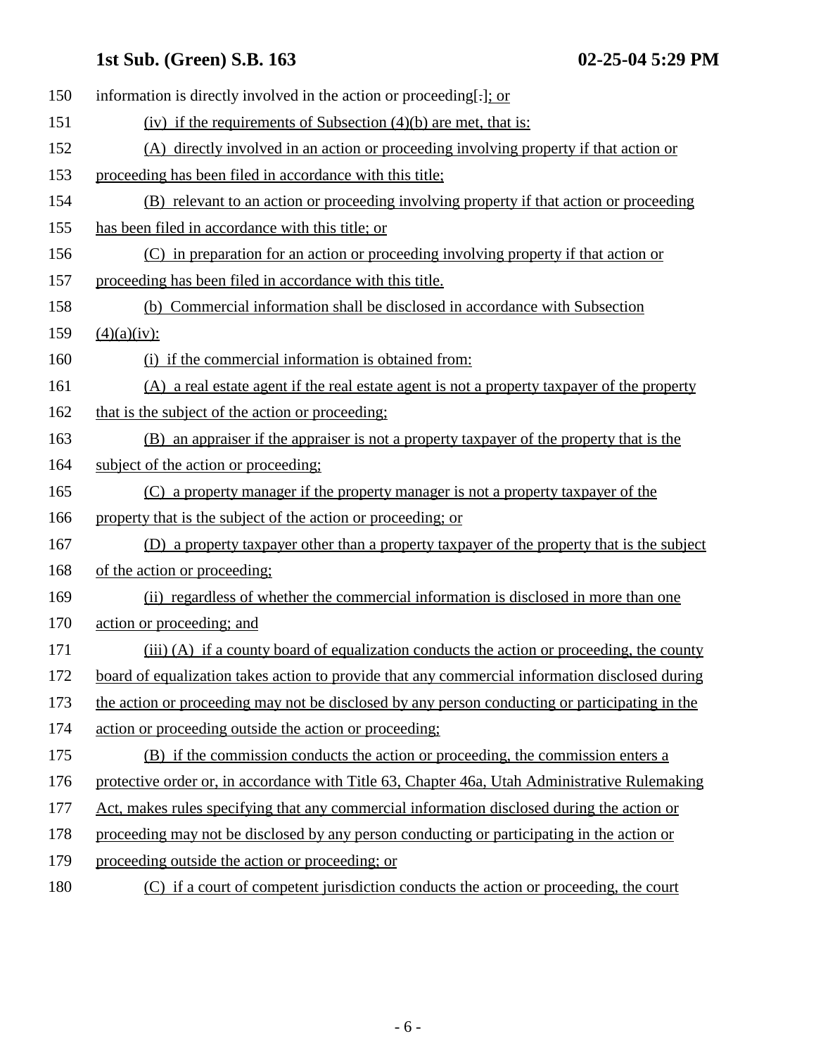150 information is directly involved in the action or proceeding[.]; or

151 (iv) if the requirements of Subsection (4)(b) are met, that is:

152 (A) directly involved in an action or proceeding involving property if that action or

153 proceeding has been filed in accordance with this title;

154 (B) relevant to an action or proceeding involving property if that action or proceeding

155 has been filed in accordance with this title; or

156 (C) in preparation for an action or proceeding involving property if that action or

157 proceeding has been filed in accordance with this title.

158 (b) Commercial information shall be disclosed in accordance with Subsection

159 (4)(a)(iv):

160 (i) if the commercial information is obtained from:

161 (A) a real estate agent if the real estate agent is not a property taxpayer of the property

162 that is the subject of the action or proceeding;

163 (B) an appraiser if the appraiser is not a property taxpayer of the property that is the

164 subject of the action or proceeding;

165 (C) a property manager if the property manager is not a property taxpayer of the

166 property that is the subject of the action or proceeding; or

167 (D) a property taxpayer other than a property taxpayer of the property that is the subject

168 of the action or proceeding;

169 (ii) regardless of whether the commercial information is disclosed in more than one

170 action or proceeding; and

171 (iii) (A) if a county board of equalization conducts the action or proceeding, the county

172 board of equalization takes action to provide that any commercial information disclosed during

173 the action or proceeding may not be disclosed by any person conducting or participating in the

174 action or proceeding outside the action or proceeding;

175 (B) if the commission conducts the action or proceeding, the commission enters a

176 protective order or, in accordance with Title 63, Chapter 46a, Utah Administrative Rulemaking

177 Act, makes rules specifying that any commercial information disclosed during the action or

178 proceeding may not be disclosed by any person conducting or participating in the action or

179 proceeding outside the action or proceeding; or

180 (C) if a court of competent jurisdiction conducts the action or proceeding, the court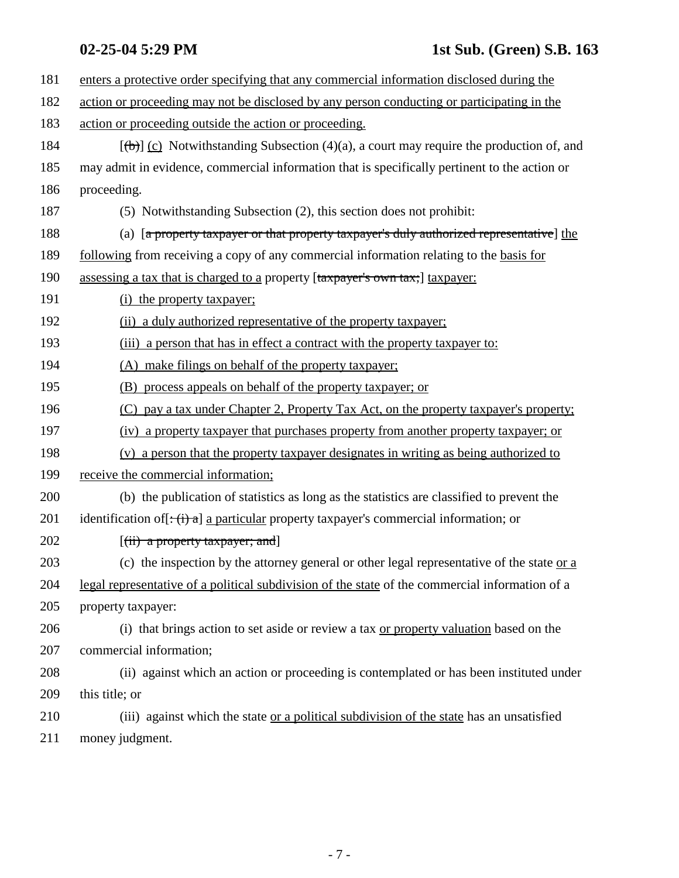181 enters a protective order specifying that any commercial information disclosed during the
182 action or proceeding may not be disclosed by any person conducting or participating in the
183 action or proceeding outside the action or proceeding.

184 [(b)] (c) Notwithstanding Subsection (4)(a), a court may require the production of, and
185 may admit in evidence, commercial information that is specifically pertinent to the action or
186 proceeding.

187 (5) Notwithstanding Subsection (2), this section does not prohibit:

188 (a) [a property taxpayer or that property taxpayer's duly authorized representative] the
189 following from receiving a copy of any commercial information relating to the basis for
190 assessing a tax that is charged to a property [taxpayer's own tax;] taxpayer:

191 (i) the property taxpayer;

192 (ii) a duly authorized representative of the property taxpayer;

193 (iii) a person that has in effect a contract with the property taxpayer to:

194 (A) make filings on behalf of the property taxpayer;

195 (B) process appeals on behalf of the property taxpayer; or

196 (C) pay a tax under Chapter 2, Property Tax Act, on the property taxpayer's property;

197 (iv) a property taxpayer that purchases property from another property taxpayer; or

198 (v) a person that the property taxpayer designates in writing as being authorized to
199 receive the commercial information;

200 (b) the publication of statistics as long as the statistics are classified to prevent the
201 identification of[: (i) a] a particular property taxpayer's commercial information; or

202 [(ii) a property taxpayer; and]

203 (c) the inspection by the attorney general or other legal representative of the state or a
204 legal representative of a political subdivision of the state of the commercial information of a
205 property taxpayer:

206 (i) that brings action to set aside or review a tax or property valuation based on the
207 commercial information;

208 (ii) against which an action or proceeding is contemplated or has been instituted under
209 this title; or

210 (iii) against which the state or a political subdivision of the state has an unsatisfied
211 money judgment.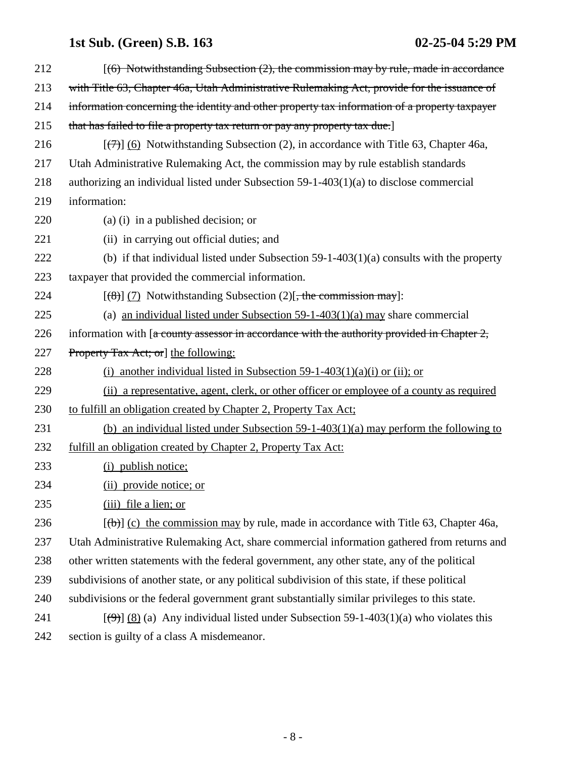212 [~~(6) Notwithstanding Subsection (2), the commission may by rule, made in accordance~~
213 ~~with Title 63, Chapter 46a, Utah Administrative Rulemaking Act, provide for the issuance of~~
214 ~~information concerning the identity and other property tax information of a property taxpayer~~
215 ~~that has failed to file a property tax return or pay any property tax due.~~]

216 [~~(7)~~] <u>(6)</u> Notwithstanding Subsection (2), in accordance with Title 63, Chapter 46a,
217 Utah Administrative Rulemaking Act, the commission may by rule establish standards
218 authorizing an individual listed under Subsection 59-1-403(1)(a) to disclose commercial
219 information:

220 (a) (i) in a published decision; or

221 (ii) in carrying out official duties; and

222 (b) if that individual listed under Subsection 59-1-403(1)(a) consults with the property
223 taxpayer that provided the commercial information.

224 [~~(8)~~] <u>(7)</u> Notwithstanding Subsection (2)[~~, the commission may~~]:

225 (a) <u>an individual listed under Subsection 59-1-403(1)(a) may</u> share commercial
226 information with [~~a county assessor in accordance with the authority provided in Chapter 2,~~
227 ~~Property Tax Act; or~~] <u>the following:</u>

228 <u>(i) another individual listed in Subsection 59-1-403(1)(a)(i) or (ii); or</u>

229 <u>(ii) a representative, agent, clerk, or other officer or employee of a county as required</u>
230 <u>to fulfill an obligation created by Chapter 2, Property Tax Act;</u>

231 <u>(b) an individual listed under Subsection 59-1-403(1)(a) may perform the following to</u>
232 <u>fulfill an obligation created by Chapter 2, Property Tax Act:</u>

233 <u>(i) publish notice;</u>

234 <u>(ii) provide notice; or</u>

235 <u>(iii) file a lien; or</u>

236 [~~(b)~~] <u>(c) the commission may</u> by rule, made in accordance with Title 63, Chapter 46a,
237 Utah Administrative Rulemaking Act, share commercial information gathered from returns and
238 other written statements with the federal government, any other state, any of the political
239 subdivisions of another state, or any political subdivision of this state, if these political
240 subdivisions or the federal government grant substantially similar privileges to this state.

241 [~~(9)~~] <u>(8)</u> (a) Any individual listed under Subsection 59-1-403(1)(a) who violates this
242 section is guilty of a class A misdemeanor.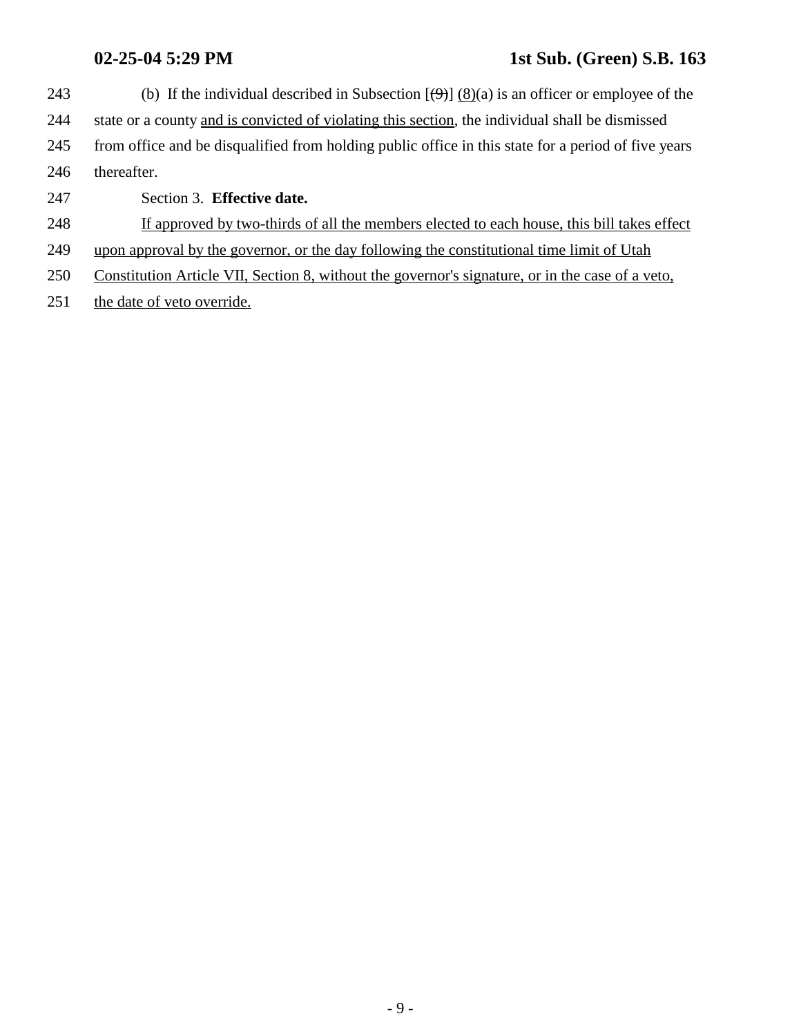(b) If the individual described in Subsection [(9)] (8)(a) is an officer or employee of the state or a county and is convicted of violating this section, the individual shall be dismissed from office and be disqualified from holding public office in this state for a period of five years thereafter.

Section 3. **Effective date.**

If approved by two-thirds of all the members elected to each house, this bill takes effect upon approval by the governor, or the day following the constitutional time limit of Utah Constitution Article VII, Section 8, without the governor's signature, or in the case of a veto, the date of veto override.